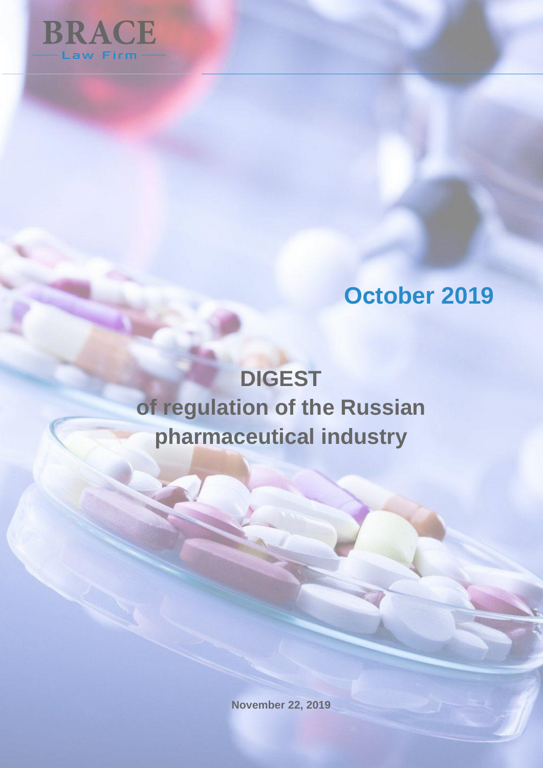BRACE

Law Firm

**October 2019**

# DIGEST
# of regulation of the Russian pharmaceutical industry

**November 22, 2019**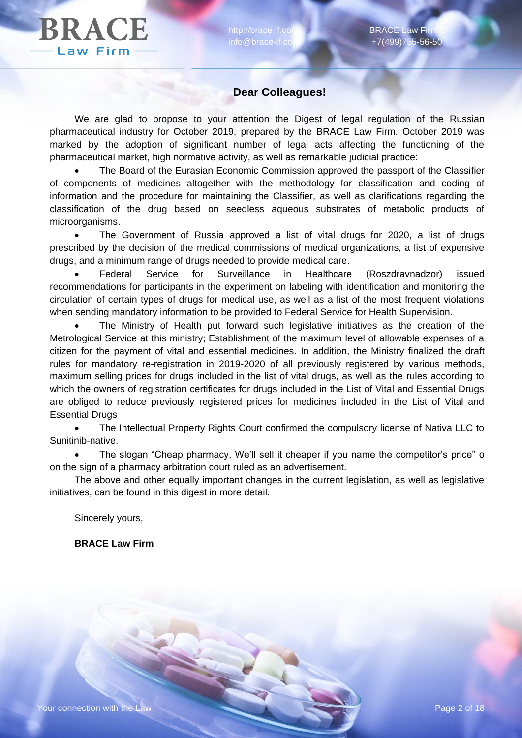## Dear Colleagues!

We are glad to propose to your attention the Digest of legal regulation of the Russian pharmaceutical industry for October 2019, prepared by the BRACE Law Firm. October 2019 was marked by the adoption of significant number of legal acts affecting the functioning of the pharmaceutical market, high normative activity, as well as remarkable judicial practice:

- The Board of the Eurasian Economic Commission approved the passport of the Classifier of components of medicines altogether with the methodology for classification and coding of information and the procedure for maintaining the Classifier, as well as clarifications regarding the classification of the drug based on seedless aqueous substrates of metabolic products of microorganisms.
- The Government of Russia approved a list of vital drugs for 2020, a list of drugs prescribed by the decision of the medical commissions of medical organizations, a list of expensive drugs, and a minimum range of drugs needed to provide medical care.
- Federal Service for Surveillance in Healthcare (Roszdravnadzor) issued recommendations for participants in the experiment on labeling with identification and monitoring the circulation of certain types of drugs for medical use, as well as a list of the most frequent violations when sending mandatory information to be provided to Federal Service for Health Supervision.
- The Ministry of Health put forward such legislative initiatives as the creation of the Metrological Service at this ministry; Establishment of the maximum level of allowable expenses of a citizen for the payment of vital and essential medicines. In addition, the Ministry finalized the draft rules for mandatory re-registration in 2019-2020 of all previously registered by various methods, maximum selling prices for drugs included in the list of vital drugs, as well as the rules according to which the owners of registration certificates for drugs included in the List of Vital and Essential Drugs are obliged to reduce previously registered prices for medicines included in the List of Vital and Essential Drugs
- The Intellectual Property Rights Court confirmed the compulsory license of Nativa LLC to Sunitinib-native.
- The slogan "Cheap pharmacy. We'll sell it cheaper if you name the competitor's price" o on the sign of a pharmacy arbitration court ruled as an advertisement.

The above and other equally important changes in the current legislation, as well as legislative initiatives, can be found in this digest in more detail.

Sincerely yours,

**BRACE Law Firm**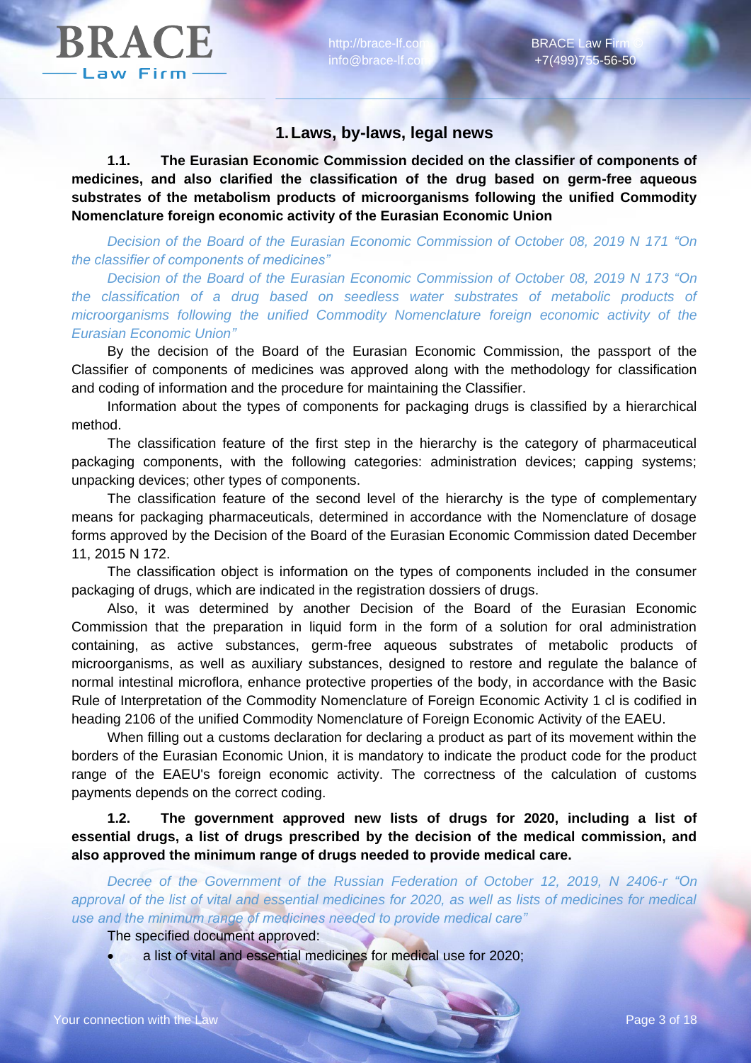## 1. Laws, by-laws, legal news

**1.1. The Eurasian Economic Commission decided on the classifier of components of medicines, and also clarified the classification of the drug based on germ-free aqueous substrates of the metabolism products of microorganisms following the unified Commodity Nomenclature foreign economic activity of the Eurasian Economic Union**

*Decision of the Board of the Eurasian Economic Commission of October 08, 2019 N 171 "On the classifier of components of medicines"*

*Decision of the Board of the Eurasian Economic Commission of October 08, 2019 N 173 "On the classification of a drug based on seedless water substrates of metabolic products of microorganisms following the unified Commodity Nomenclature foreign economic activity of the Eurasian Economic Union"*

By the decision of the Board of the Eurasian Economic Commission, the passport of the Classifier of components of medicines was approved along with the methodology for classification and coding of information and the procedure for maintaining the Classifier.

Information about the types of components for packaging drugs is classified by a hierarchical method.

The classification feature of the first step in the hierarchy is the category of pharmaceutical packaging components, with the following categories: administration devices; capping systems; unpacking devices; other types of components.

The classification feature of the second level of the hierarchy is the type of complementary means for packaging pharmaceuticals, determined in accordance with the Nomenclature of dosage forms approved by the Decision of the Board of the Eurasian Economic Commission dated December 11, 2015 N 172.

The classification object is information on the types of components included in the consumer packaging of drugs, which are indicated in the registration dossiers of drugs.

Also, it was determined by another Decision of the Board of the Eurasian Economic Commission that the preparation in liquid form in the form of a solution for oral administration containing, as active substances, germ-free aqueous substrates of metabolic products of microorganisms, as well as auxiliary substances, designed to restore and regulate the balance of normal intestinal microflora, enhance protective properties of the body, in accordance with the Basic Rule of Interpretation of the Commodity Nomenclature of Foreign Economic Activity 1 cl is codified in heading 2106 of the unified Commodity Nomenclature of Foreign Economic Activity of the EAEU.

When filling out a customs declaration for declaring a product as part of its movement within the borders of the Eurasian Economic Union, it is mandatory to indicate the product code for the product range of the EAEU's foreign economic activity. The correctness of the calculation of customs payments depends on the correct coding.

**1.2. The government approved new lists of drugs for 2020, including a list of essential drugs, a list of drugs prescribed by the decision of the medical commission, and also approved the minimum range of drugs needed to provide medical care.**

*Decree of the Government of the Russian Federation of October 12, 2019, N 2406-r "On approval of the list of vital and essential medicines for 2020, as well as lists of medicines for medical use and the minimum range of medicines needed to provide medical care"*

The specified document approved:

- a list of vital and essential medicines for medical use for 2020;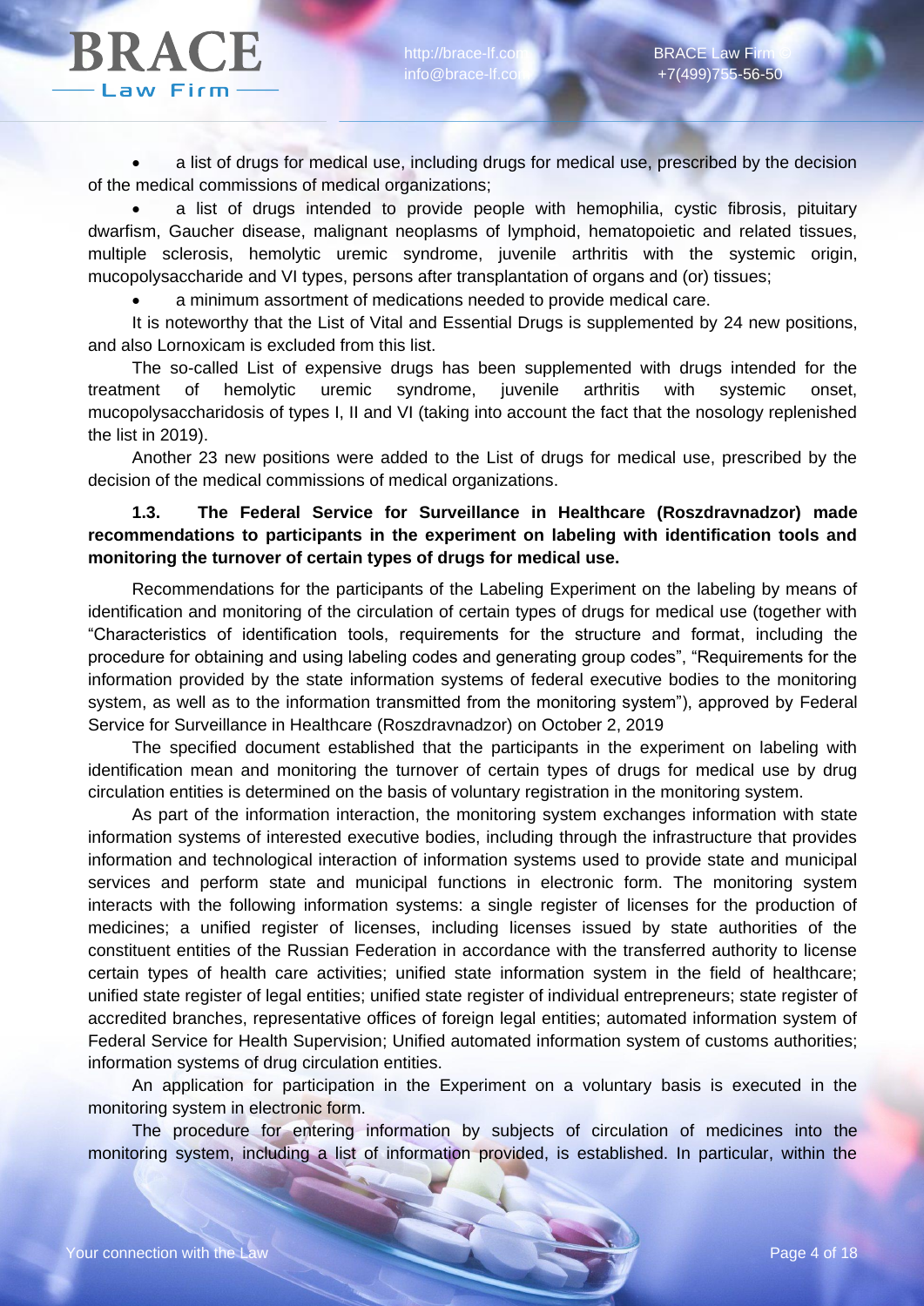- a list of drugs for medical use, including drugs for medical use, prescribed by the decision of the medical commissions of medical organizations;
- a list of drugs intended to provide people with hemophilia, cystic fibrosis, pituitary dwarfism, Gaucher disease, malignant neoplasms of lymphoid, hematopoietic and related tissues, multiple sclerosis, hemolytic uremic syndrome, juvenile arthritis with the systemic origin, mucopolysaccharide and VI types, persons after transplantation of organs and (or) tissues;
- a minimum assortment of medications needed to provide medical care.

It is noteworthy that the List of Vital and Essential Drugs is supplemented by 24 new positions, and also Lornoxicam is excluded from this list.

The so-called List of expensive drugs has been supplemented with drugs intended for the treatment of hemolytic uremic syndrome, juvenile arthritis with systemic onset, mucopolysaccharidosis of types I, II and VI (taking into account the fact that the nosology replenished the list in 2019).

Another 23 new positions were added to the List of drugs for medical use, prescribed by the decision of the medical commissions of medical organizations.

### 1.3. The Federal Service for Surveillance in Healthcare (Roszdravnadzor) made recommendations to participants in the experiment on labeling with identification tools and monitoring the turnover of certain types of drugs for medical use.

Recommendations for the participants of the Labeling Experiment on the labeling by means of identification and monitoring of the circulation of certain types of drugs for medical use (together with "Characteristics of identification tools, requirements for the structure and format, including the procedure for obtaining and using labeling codes and generating group codes", "Requirements for the information provided by the state information systems of federal executive bodies to the monitoring system, as well as to the information transmitted from the monitoring system"), approved by Federal Service for Surveillance in Healthcare (Roszdravnadzor) on October 2, 2019

The specified document established that the participants in the experiment on labeling with identification mean and monitoring the turnover of certain types of drugs for medical use by drug circulation entities is determined on the basis of voluntary registration in the monitoring system.

As part of the information interaction, the monitoring system exchanges information with state information systems of interested executive bodies, including through the infrastructure that provides information and technological interaction of information systems used to provide state and municipal services and perform state and municipal functions in electronic form. The monitoring system interacts with the following information systems: a single register of licenses for the production of medicines; a unified register of licenses, including licenses issued by state authorities of the constituent entities of the Russian Federation in accordance with the transferred authority to license certain types of health care activities; unified state information system in the field of healthcare; unified state register of legal entities; unified state register of individual entrepreneurs; state register of accredited branches, representative offices of foreign legal entities; automated information system of Federal Service for Health Supervision; Unified automated information system of customs authorities; information systems of drug circulation entities.

An application for participation in the Experiment on a voluntary basis is executed in the monitoring system in electronic form.

The procedure for entering information by subjects of circulation of medicines into the monitoring system, including a list of information provided, is established. In particular, within the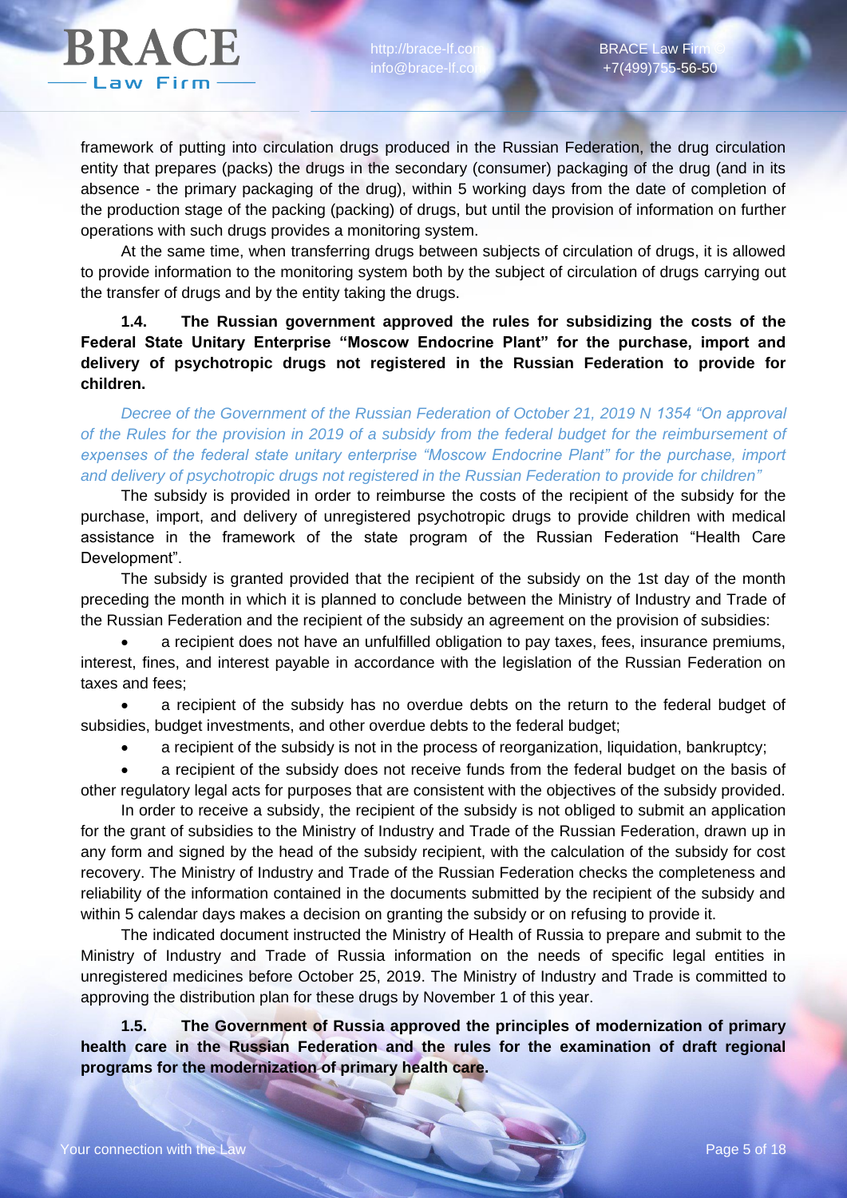framework of putting into circulation drugs produced in the Russian Federation, the drug circulation entity that prepares (packs) the drugs in the secondary (consumer) packaging of the drug (and in its absence - the primary packaging of the drug), within 5 working days from the date of completion of the production stage of the packing (packing) of drugs, but until the provision of information on further operations with such drugs provides a monitoring system.

At the same time, when transferring drugs between subjects of circulation of drugs, it is allowed to provide information to the monitoring system both by the subject of circulation of drugs carrying out the transfer of drugs and by the entity taking the drugs.

**1.4. The Russian government approved the rules for subsidizing the costs of the Federal State Unitary Enterprise "Moscow Endocrine Plant" for the purchase, import and delivery of psychotropic drugs not registered in the Russian Federation to provide for children.**

*Decree of the Government of the Russian Federation of October 21, 2019 N 1354 "On approval of the Rules for the provision in 2019 of a subsidy from the federal budget for the reimbursement of expenses of the federal state unitary enterprise "Moscow Endocrine Plant" for the purchase, import and delivery of psychotropic drugs not registered in the Russian Federation to provide for children"*

The subsidy is provided in order to reimburse the costs of the recipient of the subsidy for the purchase, import, and delivery of unregistered psychotropic drugs to provide children with medical assistance in the framework of the state program of the Russian Federation "Health Care Development".

The subsidy is granted provided that the recipient of the subsidy on the 1st day of the month preceding the month in which it is planned to conclude between the Ministry of Industry and Trade of the Russian Federation and the recipient of the subsidy an agreement on the provision of subsidies:

- a recipient does not have an unfulfilled obligation to pay taxes, fees, insurance premiums, interest, fines, and interest payable in accordance with the legislation of the Russian Federation on taxes and fees;
- a recipient of the subsidy has no overdue debts on the return to the federal budget of subsidies, budget investments, and other overdue debts to the federal budget;
- a recipient of the subsidy is not in the process of reorganization, liquidation, bankruptcy;
- a recipient of the subsidy does not receive funds from the federal budget on the basis of other regulatory legal acts for purposes that are consistent with the objectives of the subsidy provided.

In order to receive a subsidy, the recipient of the subsidy is not obliged to submit an application for the grant of subsidies to the Ministry of Industry and Trade of the Russian Federation, drawn up in any form and signed by the head of the subsidy recipient, with the calculation of the subsidy for cost recovery. The Ministry of Industry and Trade of the Russian Federation checks the completeness and reliability of the information contained in the documents submitted by the recipient of the subsidy and within 5 calendar days makes a decision on granting the subsidy or on refusing to provide it.

The indicated document instructed the Ministry of Health of Russia to prepare and submit to the Ministry of Industry and Trade of Russia information on the needs of specific legal entities in unregistered medicines before October 25, 2019. The Ministry of Industry and Trade is committed to approving the distribution plan for these drugs by November 1 of this year.

**1.5. The Government of Russia approved the principles of modernization of primary health care in the Russian Federation and the rules for the examination of draft regional programs for the modernization of primary health care.**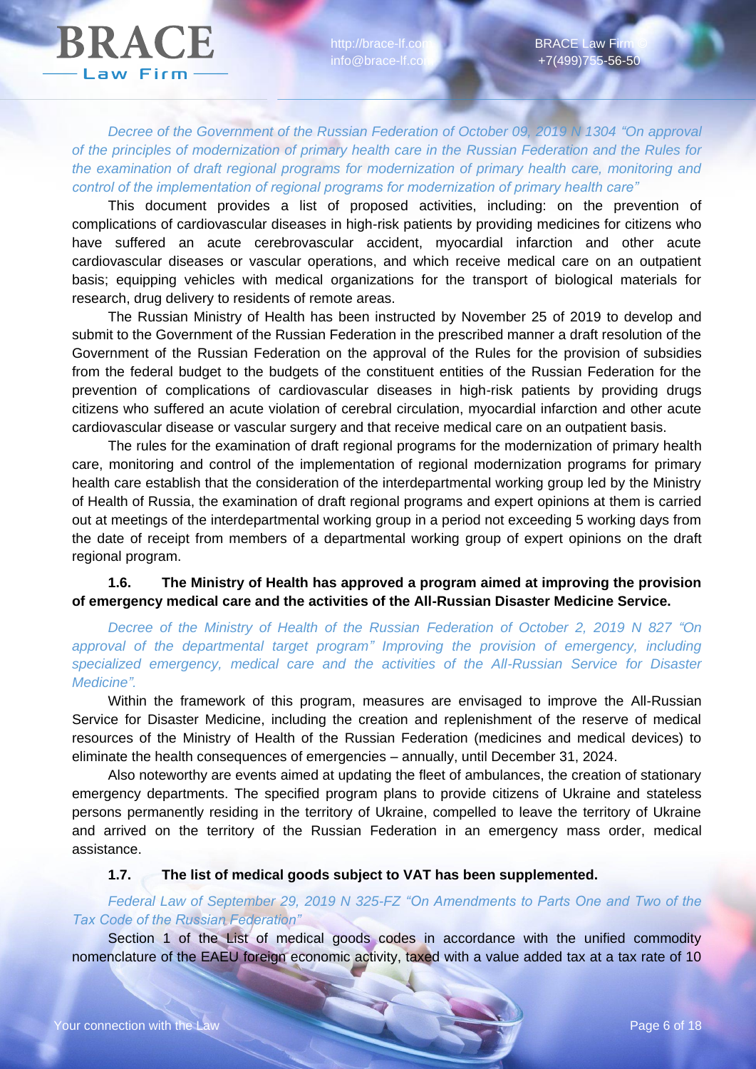*Decree of the Government of the Russian Federation of October 09, 2019 N 1304 "On approval of the principles of modernization of primary health care in the Russian Federation and the Rules for the examination of draft regional programs for modernization of primary health care, monitoring and control of the implementation of regional programs for modernization of primary health care"*

This document provides a list of proposed activities, including: on the prevention of complications of cardiovascular diseases in high-risk patients by providing medicines for citizens who have suffered an acute cerebrovascular accident, myocardial infarction and other acute cardiovascular diseases or vascular operations, and which receive medical care on an outpatient basis; equipping vehicles with medical organizations for the transport of biological materials for research, drug delivery to residents of remote areas.

The Russian Ministry of Health has been instructed by November 25 of 2019 to develop and submit to the Government of the Russian Federation in the prescribed manner a draft resolution of the Government of the Russian Federation on the approval of the Rules for the provision of subsidies from the federal budget to the budgets of the constituent entities of the Russian Federation for the prevention of complications of cardiovascular diseases in high-risk patients by providing drugs citizens who suffered an acute violation of cerebral circulation, myocardial infarction and other acute cardiovascular disease or vascular surgery and that receive medical care on an outpatient basis.

The rules for the examination of draft regional programs for the modernization of primary health care, monitoring and control of the implementation of regional modernization programs for primary health care establish that the consideration of the interdepartmental working group led by the Ministry of Health of Russia, the examination of draft regional programs and expert opinions at them is carried out at meetings of the interdepartmental working group in a period not exceeding 5 working days from the date of receipt from members of a departmental working group of expert opinions on the draft regional program.

### 1.6. The Ministry of Health has approved a program aimed at improving the provision of emergency medical care and the activities of the All-Russian Disaster Medicine Service.

*Decree of the Ministry of Health of the Russian Federation of October 2, 2019 N 827 "On approval of the departmental target program" Improving the provision of emergency, including specialized emergency, medical care and the activities of the All-Russian Service for Disaster Medicine".*

Within the framework of this program, measures are envisaged to improve the All-Russian Service for Disaster Medicine, including the creation and replenishment of the reserve of medical resources of the Ministry of Health of the Russian Federation (medicines and medical devices) to eliminate the health consequences of emergencies – annually, until December 31, 2024.

Also noteworthy are events aimed at updating the fleet of ambulances, the creation of stationary emergency departments. The specified program plans to provide citizens of Ukraine and stateless persons permanently residing in the territory of Ukraine, compelled to leave the territory of Ukraine and arrived on the territory of the Russian Federation in an emergency mass order, medical assistance.

### 1.7. The list of medical goods subject to VAT has been supplemented.

*Federal Law of September 29, 2019 N 325-FZ "On Amendments to Parts One and Two of the Tax Code of the Russian Federation"*

Section 1 of the List of medical goods codes in accordance with the unified commodity nomenclature of the EAEU foreign economic activity, taxed with a value added tax at a tax rate of 10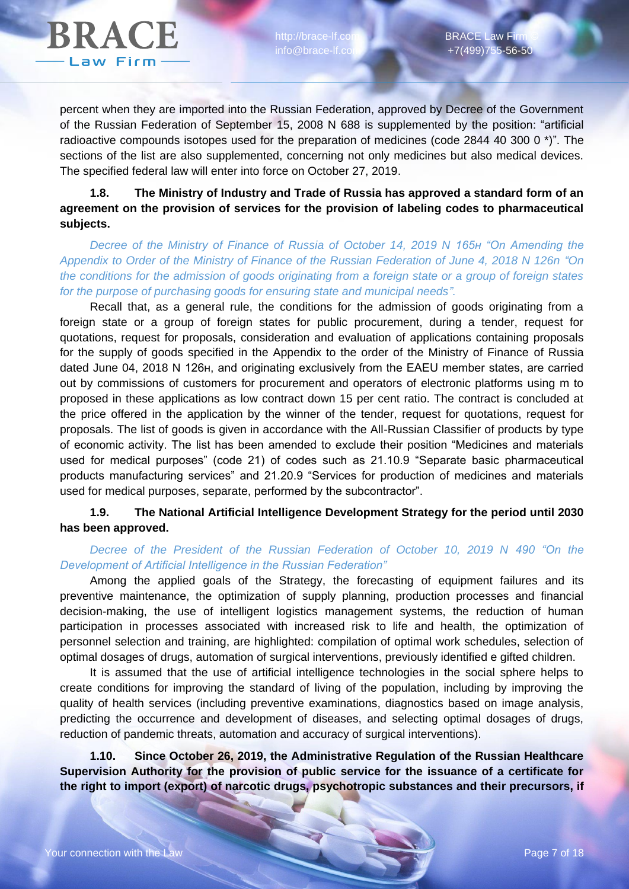percent when they are imported into the Russian Federation, approved by Decree of the Government of the Russian Federation of September 15, 2008 N 688 is supplemented by the position: "artificial radioactive compounds isotopes used for the preparation of medicines (code 2844 40 300 0 *)". The sections of the list are also supplemented, concerning not only medicines but also medical devices. The specified federal law will enter into force on October 27, 2019.

**1.8. The Ministry of Industry and Trade of Russia has approved a standard form of an agreement on the provision of services for the provision of labeling codes to pharmaceutical subjects.**

*Decree of the Ministry of Finance of Russia of October 14, 2019 N 165н "On Amending the Appendix to Order of the Ministry of Finance of the Russian Federation of June 4, 2018 N 126n "On the conditions for the admission of goods originating from a foreign state or a group of foreign states for the purpose of purchasing goods for ensuring state and municipal needs".*

Recall that, as a general rule, the conditions for the admission of goods originating from a foreign state or a group of foreign states for public procurement, during a tender, request for quotations, request for proposals, consideration and evaluation of applications containing proposals for the supply of goods specified in the Appendix to the order of the Ministry of Finance of Russia dated June 04, 2018 N 126н, and originating exclusively from the EAEU member states, are carried out by commissions of customers for procurement and operators of electronic platforms using m to proposed in these applications as low contract down 15 per cent ratio. The contract is concluded at the price offered in the application by the winner of the tender, request for quotations, request for proposals. The list of goods is given in accordance with the All-Russian Classifier of products by type of economic activity. The list has been amended to exclude their position "Medicines and materials used for medical purposes" (code 21) of codes such as 21.10.9 "Separate basic pharmaceutical products manufacturing services" and 21.20.9 "Services for production of medicines and materials used for medical purposes, separate, performed by the subcontractor".

**1.9. The National Artificial Intelligence Development Strategy for the period until 2030 has been approved.**

*Decree of the President of the Russian Federation of October 10, 2019 N 490 "On the Development of Artificial Intelligence in the Russian Federation"*

Among the applied goals of the Strategy, the forecasting of equipment failures and its preventive maintenance, the optimization of supply planning, production processes and financial decision-making, the use of intelligent logistics management systems, the reduction of human participation in processes associated with increased risk to life and health, the optimization of personnel selection and training, are highlighted: compilation of optimal work schedules, selection of optimal dosages of drugs, automation of surgical interventions, previously identified e gifted children.

It is assumed that the use of artificial intelligence technologies in the social sphere helps to create conditions for improving the standard of living of the population, including by improving the quality of health services (including preventive examinations, diagnostics based on image analysis, predicting the occurrence and development of diseases, and selecting optimal dosages of drugs, reduction of pandemic threats, automation and accuracy of surgical interventions).

**1.10. Since October 26, 2019, the Administrative Regulation of the Russian Healthcare Supervision Authority for the provision of public service for the issuance of a certificate for the right to import (export) of narcotic drugs, psychotropic substances and their precursors, if**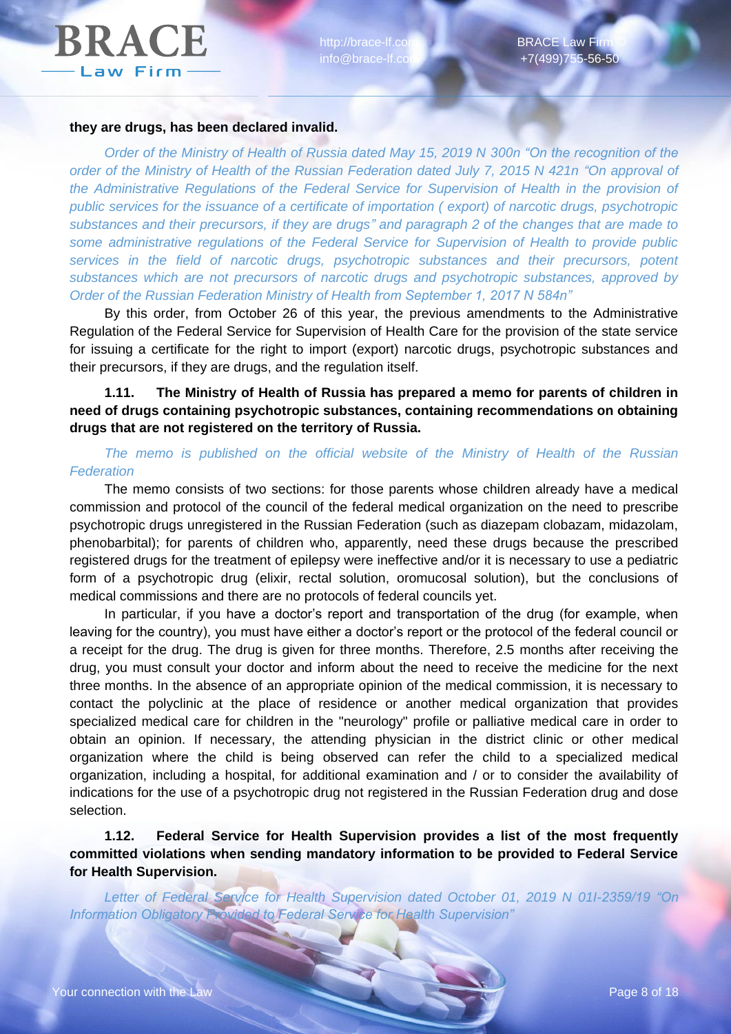**they are drugs, has been declared invalid.**

*Order of the Ministry of Health of Russia dated May 15, 2019 N 300n "On the recognition of the order of the Ministry of Health of the Russian Federation dated July 7, 2015 N 421n "On approval of the Administrative Regulations of the Federal Service for Supervision of Health in the provision of public services for the issuance of a certificate of importation ( export) of narcotic drugs, psychotropic substances and their precursors, if they are drugs" and paragraph 2 of the changes that are made to some administrative regulations of the Federal Service for Supervision of Health to provide public services in the field of narcotic drugs, psychotropic substances and their precursors, potent substances which are not precursors of narcotic drugs and psychotropic substances, approved by Order of the Russian Federation Ministry of Health from September 1, 2017 N 584n"*

By this order, from October 26 of this year, the previous amendments to the Administrative Regulation of the Federal Service for Supervision of Health Care for the provision of the state service for issuing a certificate for the right to import (export) narcotic drugs, psychotropic substances and their precursors, if they are drugs, and the regulation itself.

**1.11. The Ministry of Health of Russia has prepared a memo for parents of children in need of drugs containing psychotropic substances, containing recommendations on obtaining drugs that are not registered on the territory of Russia.**

*The memo is published on the official website of the Ministry of Health of the Russian Federation*

The memo consists of two sections: for those parents whose children already have a medical commission and protocol of the council of the federal medical organization on the need to prescribe psychotropic drugs unregistered in the Russian Federation (such as diazepam clobazam, midazolam, phenobarbital); for parents of children who, apparently, need these drugs because the prescribed registered drugs for the treatment of epilepsy were ineffective and/or it is necessary to use a pediatric form of a psychotropic drug (elixir, rectal solution, oromucosal solution), but the conclusions of medical commissions and there are no protocols of federal councils yet.

In particular, if you have a doctor's report and transportation of the drug (for example, when leaving for the country), you must have either a doctor's report or the protocol of the federal council or a receipt for the drug. The drug is given for three months. Therefore, 2.5 months after receiving the drug, you must consult your doctor and inform about the need to receive the medicine for the next three months. In the absence of an appropriate opinion of the medical commission, it is necessary to contact the polyclinic at the place of residence or another medical organization that provides specialized medical care for children in the "neurology" profile or palliative medical care in order to obtain an opinion. If necessary, the attending physician in the district clinic or other medical organization where the child is being observed can refer the child to a specialized medical organization, including a hospital, for additional examination and / or to consider the availability of indications for the use of a psychotropic drug not registered in the Russian Federation drug and dose selection.

**1.12. Federal Service for Health Supervision provides a list of the most frequently committed violations when sending mandatory information to be provided to Federal Service for Health Supervision.**

*Letter of Federal Service for Health Supervision dated October 01, 2019 N 01I-2359/19 "On Information Obligatory Provided to Federal Service for Health Supervision"*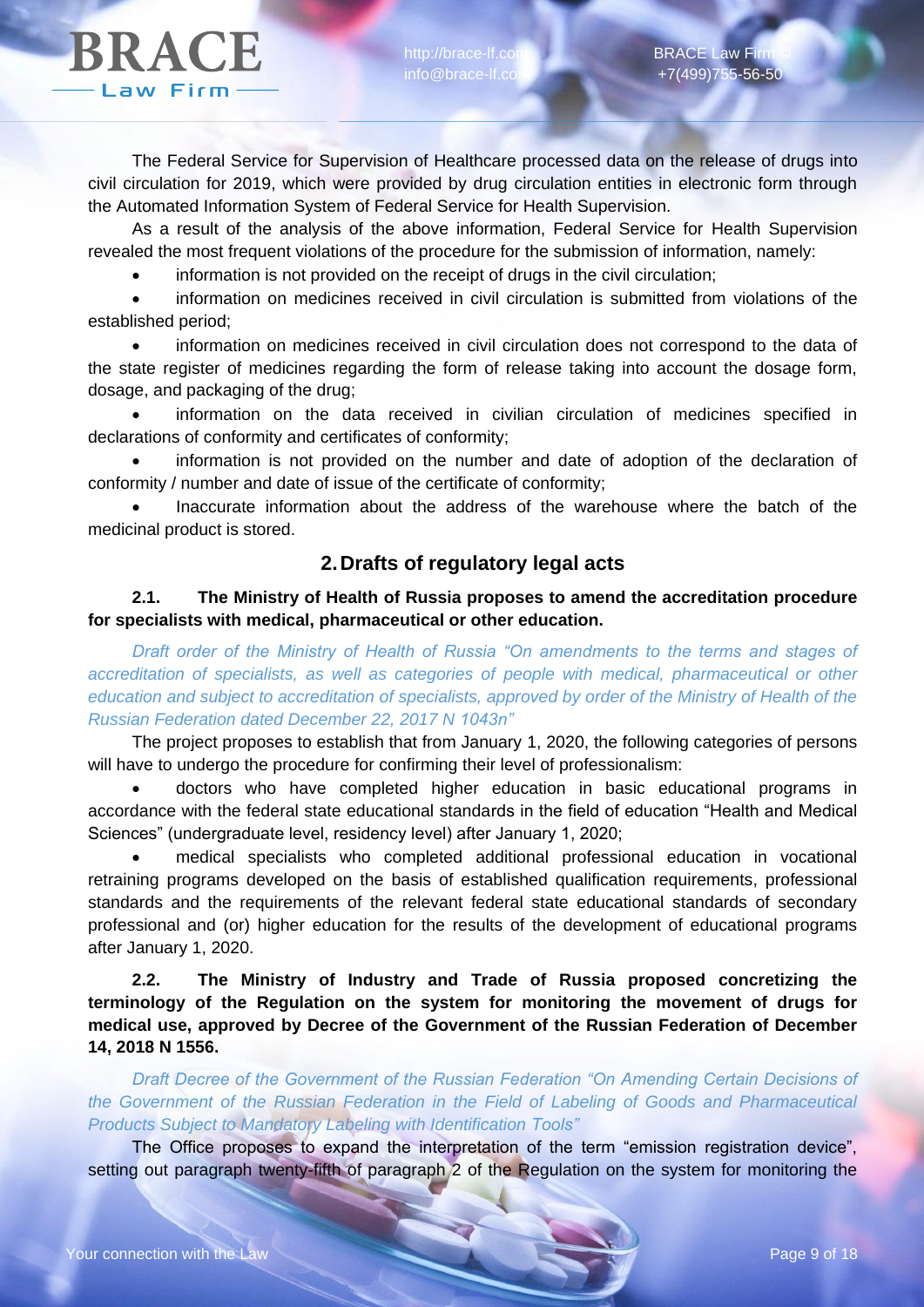The Federal Service for Supervision of Healthcare processed data on the release of drugs into civil circulation for 2019, which were provided by drug circulation entities in electronic form through the Automated Information System of Federal Service for Health Supervision.

As a result of the analysis of the above information, Federal Service for Health Supervision revealed the most frequent violations of the procedure for the submission of information, namely:

- information is not provided on the receipt of drugs in the civil circulation;
- information on medicines received in civil circulation is submitted from violations of the established period;
- information on medicines received in civil circulation does not correspond to the data of the state register of medicines regarding the form of release taking into account the dosage form, dosage, and packaging of the drug;
- information on the data received in civilian circulation of medicines specified in declarations of conformity and certificates of conformity;
- information is not provided on the number and date of adoption of the declaration of conformity / number and date of issue of the certificate of conformity;
- Inaccurate information about the address of the warehouse where the batch of the medicinal product is stored.

## 2. Drafts of regulatory legal acts

**2.1. The Ministry of Health of Russia proposes to amend the accreditation procedure for specialists with medical, pharmaceutical or other education.**

*Draft order of the Ministry of Health of Russia "On amendments to the terms and stages of accreditation of specialists, as well as categories of people with medical, pharmaceutical or other education and subject to accreditation of specialists, approved by order of the Ministry of Health of the Russian Federation dated December 22, 2017 N 1043n"*

The project proposes to establish that from January 1, 2020, the following categories of persons will have to undergo the procedure for confirming their level of professionalism:

- doctors who have completed higher education in basic educational programs in accordance with the federal state educational standards in the field of education "Health and Medical Sciences" (undergraduate level, residency level) after January 1, 2020;
- medical specialists who completed additional professional education in vocational retraining programs developed on the basis of established qualification requirements, professional standards and the requirements of the relevant federal state educational standards of secondary professional and (or) higher education for the results of the development of educational programs after January 1, 2020.

**2.2. The Ministry of Industry and Trade of Russia proposed concretizing the terminology of the Regulation on the system for monitoring the movement of drugs for medical use, approved by Decree of the Government of the Russian Federation of December 14, 2018 N 1556.**

*Draft Decree of the Government of the Russian Federation "On Amending Certain Decisions of the Government of the Russian Federation in the Field of Labeling of Goods and Pharmaceutical Products Subject to Mandatory Labeling with Identification Tools"*

The Office proposes to expand the interpretation of the term "emission registration device", setting out paragraph twenty-fifth of paragraph 2 of the Regulation on the system for monitoring the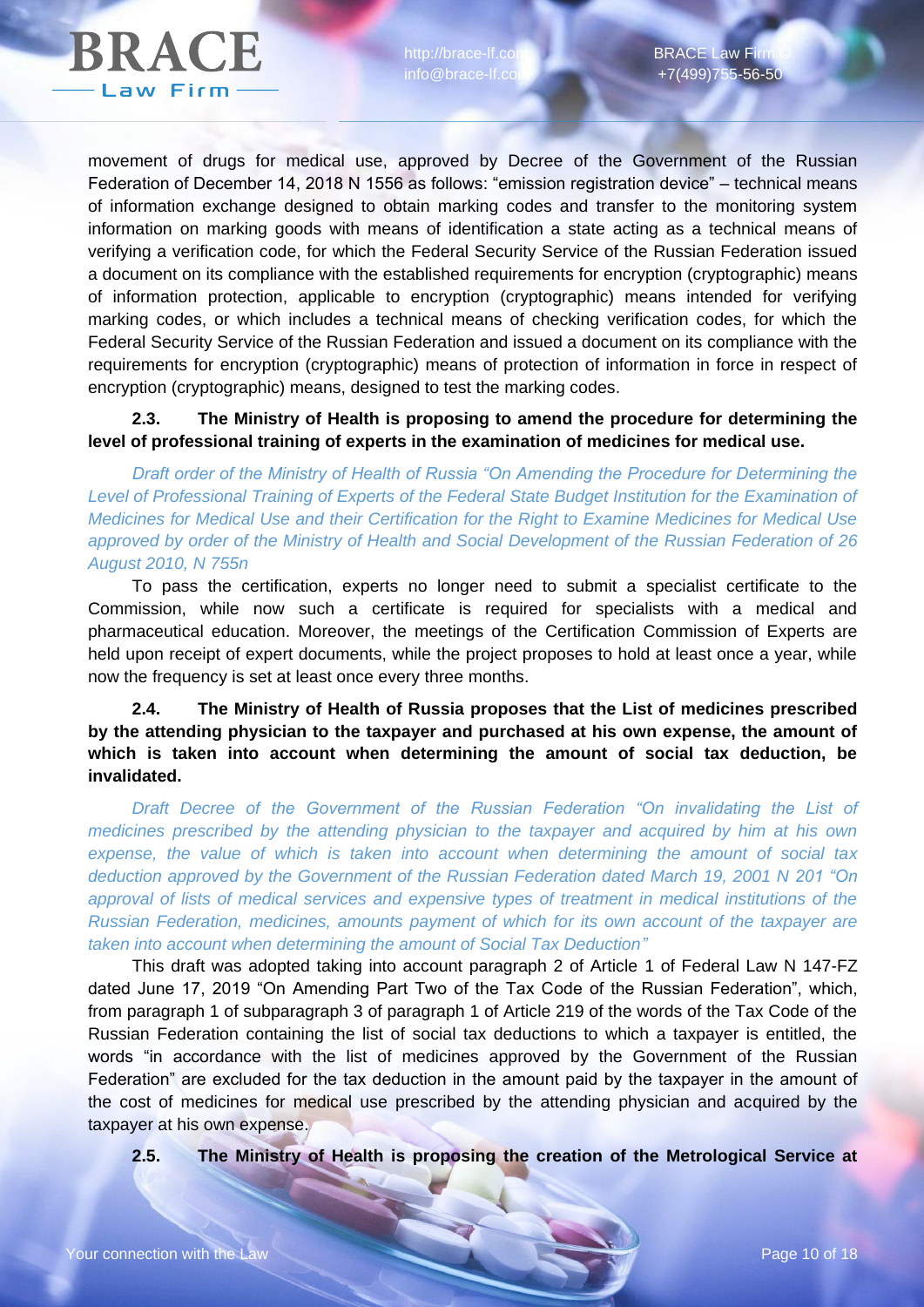movement of drugs for medical use, approved by Decree of the Government of the Russian Federation of December 14, 2018 N 1556 as follows: "emission registration device" – technical means of information exchange designed to obtain marking codes and transfer to the monitoring system information on marking goods with means of identification a state acting as a technical means of verifying a verification code, for which the Federal Security Service of the Russian Federation issued a document on its compliance with the established requirements for encryption (cryptographic) means of information protection, applicable to encryption (cryptographic) means intended for verifying marking codes, or which includes a technical means of checking verification codes, for which the Federal Security Service of the Russian Federation and issued a document on its compliance with the requirements for encryption (cryptographic) means of protection of information in force in respect of encryption (cryptographic) means, designed to test the marking codes.

**2.3. The Ministry of Health is proposing to amend the procedure for determining the level of professional training of experts in the examination of medicines for medical use.**

*Draft order of the Ministry of Health of Russia "On Amending the Procedure for Determining the Level of Professional Training of Experts of the Federal State Budget Institution for the Examination of Medicines for Medical Use and their Certification for the Right to Examine Medicines for Medical Use approved by order of the Ministry of Health and Social Development of the Russian Federation of 26 August 2010, N 755n*

To pass the certification, experts no longer need to submit a specialist certificate to the Commission, while now such a certificate is required for specialists with a medical and pharmaceutical education. Moreover, the meetings of the Certification Commission of Experts are held upon receipt of expert documents, while the project proposes to hold at least once a year, while now the frequency is set at least once every three months.

**2.4. The Ministry of Health of Russia proposes that the List of medicines prescribed by the attending physician to the taxpayer and purchased at his own expense, the amount of which is taken into account when determining the amount of social tax deduction, be invalidated.**

*Draft Decree of the Government of the Russian Federation "On invalidating the List of medicines prescribed by the attending physician to the taxpayer and acquired by him at his own expense, the value of which is taken into account when determining the amount of social tax deduction approved by the Government of the Russian Federation dated March 19, 2001 N 201 "On approval of lists of medical services and expensive types of treatment in medical institutions of the Russian Federation, medicines, amounts payment of which for its own account of the taxpayer are taken into account when determining the amount of Social Tax Deduction"*

This draft was adopted taking into account paragraph 2 of Article 1 of Federal Law N 147-FZ dated June 17, 2019 "On Amending Part Two of the Tax Code of the Russian Federation", which, from paragraph 1 of subparagraph 3 of paragraph 1 of Article 219 of the words of the Tax Code of the Russian Federation containing the list of social tax deductions to which a taxpayer is entitled, the words "in accordance with the list of medicines approved by the Government of the Russian Federation" are excluded for the tax deduction in the amount paid by the taxpayer in the amount of the cost of medicines for medical use prescribed by the attending physician and acquired by the taxpayer at his own expense.

**2.5. The Ministry of Health is proposing the creation of the Metrological Service at**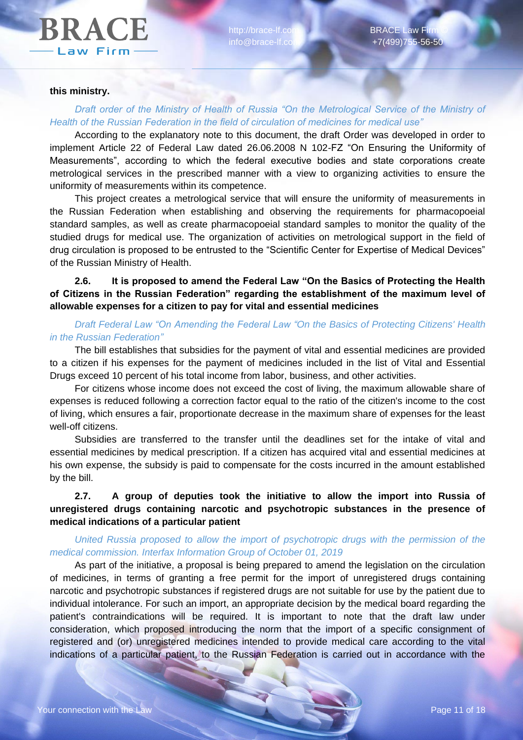**this ministry.**

*Draft order of the Ministry of Health of Russia "On the Metrological Service of the Ministry of Health of the Russian Federation in the field of circulation of medicines for medical use"*

According to the explanatory note to this document, the draft Order was developed in order to implement Article 22 of Federal Law dated 26.06.2008 N 102-FZ "On Ensuring the Uniformity of Measurements", according to which the federal executive bodies and state corporations create metrological services in the prescribed manner with a view to organizing activities to ensure the uniformity of measurements within its competence.

This project creates a metrological service that will ensure the uniformity of measurements in the Russian Federation when establishing and observing the requirements for pharmacopoeial standard samples, as well as create pharmacopoeial standard samples to monitor the quality of the studied drugs for medical use. The organization of activities on metrological support in the field of drug circulation is proposed to be entrusted to the "Scientific Center for Expertise of Medical Devices" of the Russian Ministry of Health.

**2.6. It is proposed to amend the Federal Law "On the Basics of Protecting the Health of Citizens in the Russian Federation" regarding the establishment of the maximum level of allowable expenses for a citizen to pay for vital and essential medicines**

*Draft Federal Law "On Amending the Federal Law "On the Basics of Protecting Citizens' Health in the Russian Federation"*

The bill establishes that subsidies for the payment of vital and essential medicines are provided to a citizen if his expenses for the payment of medicines included in the list of Vital and Essential Drugs exceed 10 percent of his total income from labor, business, and other activities.

For citizens whose income does not exceed the cost of living, the maximum allowable share of expenses is reduced following a correction factor equal to the ratio of the citizen's income to the cost of living, which ensures a fair, proportionate decrease in the maximum share of expenses for the least well-off citizens.

Subsidies are transferred to the transfer until the deadlines set for the intake of vital and essential medicines by medical prescription. If a citizen has acquired vital and essential medicines at his own expense, the subsidy is paid to compensate for the costs incurred in the amount established by the bill.

**2.7. A group of deputies took the initiative to allow the import into Russia of unregistered drugs containing narcotic and psychotropic substances in the presence of medical indications of a particular patient**

*United Russia proposed to allow the import of psychotropic drugs with the permission of the medical commission. Interfax Information Group of October 01, 2019*

As part of the initiative, a proposal is being prepared to amend the legislation on the circulation of medicines, in terms of granting a free permit for the import of unregistered drugs containing narcotic and psychotropic substances if registered drugs are not suitable for use by the patient due to individual intolerance. For such an import, an appropriate decision by the medical board regarding the patient's contraindications will be required. It is important to note that the draft law under consideration, which proposed introducing the norm that the import of a specific consignment of registered and (or) unregistered medicines intended to provide medical care according to the vital indications of a particular patient, to the Russian Federation is carried out in accordance with the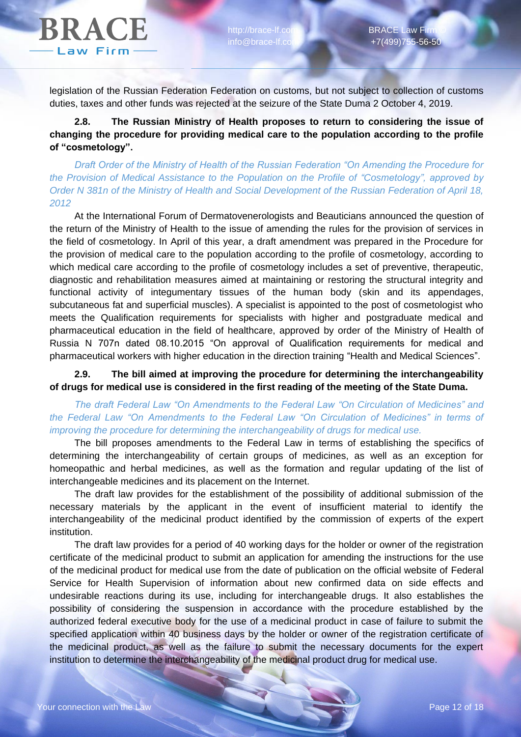legislation of the Russian Federation Federation on customs, but not subject to collection of customs duties, taxes and other funds was rejected at the seizure of the State Duma 2 October 4, 2019.

**2.8. The Russian Ministry of Health proposes to return to considering the issue of changing the procedure for providing medical care to the population according to the profile of "cosmetology".**

*Draft Order of the Ministry of Health of the Russian Federation "On Amending the Procedure for the Provision of Medical Assistance to the Population on the Profile of "Cosmetology", approved by Order N 381n of the Ministry of Health and Social Development of the Russian Federation of April 18, 2012*

At the International Forum of Dermatovenerologists and Beauticians announced the question of the return of the Ministry of Health to the issue of amending the rules for the provision of services in the field of cosmetology. In April of this year, a draft amendment was prepared in the Procedure for the provision of medical care to the population according to the profile of cosmetology, according to which medical care according to the profile of cosmetology includes a set of preventive, therapeutic, diagnostic and rehabilitation measures aimed at maintaining or restoring the structural integrity and functional activity of integumentary tissues of the human body (skin and its appendages, subcutaneous fat and superficial muscles). A specialist is appointed to the post of cosmetologist who meets the Qualification requirements for specialists with higher and postgraduate medical and pharmaceutical education in the field of healthcare, approved by order of the Ministry of Health of Russia N 707n dated 08.10.2015 "On approval of Qualification requirements for medical and pharmaceutical workers with higher education in the direction training "Health and Medical Sciences".

**2.9. The bill aimed at improving the procedure for determining the interchangeability of drugs for medical use is considered in the first reading of the meeting of the State Duma.**

*The draft Federal Law "On Amendments to the Federal Law "On Circulation of Medicines" and the Federal Law "On Amendments to the Federal Law "On Circulation of Medicines" in terms of improving the procedure for determining the interchangeability of drugs for medical use.*

The bill proposes amendments to the Federal Law in terms of establishing the specifics of determining the interchangeability of certain groups of medicines, as well as an exception for homeopathic and herbal medicines, as well as the formation and regular updating of the list of interchangeable medicines and its placement on the Internet.

The draft law provides for the establishment of the possibility of additional submission of the necessary materials by the applicant in the event of insufficient material to identify the interchangeability of the medicinal product identified by the commission of experts of the expert institution.

The draft law provides for a period of 40 working days for the holder or owner of the registration certificate of the medicinal product to submit an application for amending the instructions for the use of the medicinal product for medical use from the date of publication on the official website of Federal Service for Health Supervision of information about new confirmed data on side effects and undesirable reactions during its use, including for interchangeable drugs. It also establishes the possibility of considering the suspension in accordance with the procedure established by the authorized federal executive body for the use of a medicinal product in case of failure to submit the specified application within 40 business days by the holder or owner of the registration certificate of the medicinal product, as well as the failure to submit the necessary documents for the expert institution to determine the interchangeability of the medicinal product drug for medical use.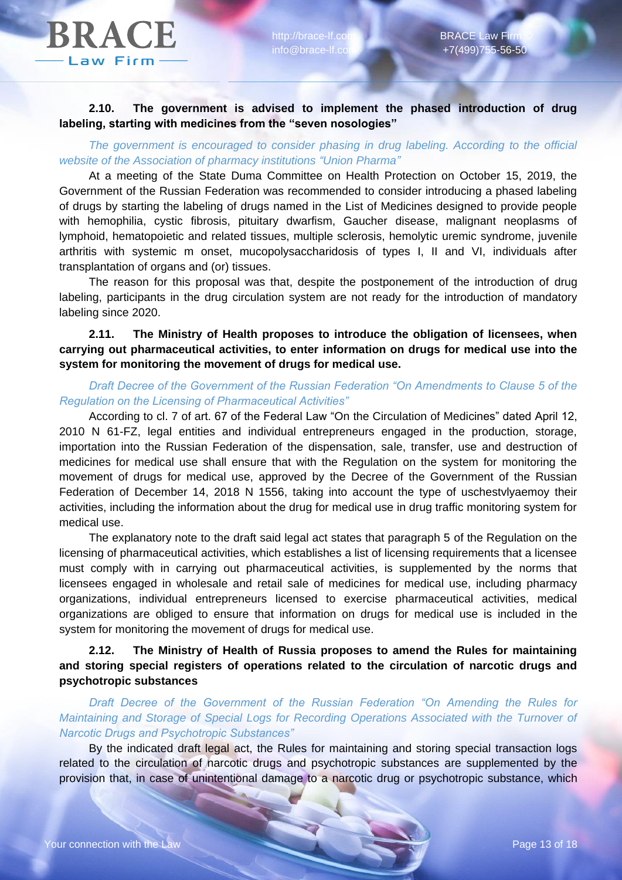**2.10. The government is advised to implement the phased introduction of drug labeling, starting with medicines from the "seven nosologies"**

*The government is encouraged to consider phasing in drug labeling. According to the official website of the Association of pharmacy institutions "Union Pharma"*

At a meeting of the State Duma Committee on Health Protection on October 15, 2019, the Government of the Russian Federation was recommended to consider introducing a phased labeling of drugs by starting the labeling of drugs named in the List of Medicines designed to provide people with hemophilia, cystic fibrosis, pituitary dwarfism, Gaucher disease, malignant neoplasms of lymphoid, hematopoietic and related tissues, multiple sclerosis, hemolytic uremic syndrome, juvenile arthritis with systemic m onset, mucopolysaccharidosis of types I, II and VI, individuals after transplantation of organs and (or) tissues.

The reason for this proposal was that, despite the postponement of the introduction of drug labeling, participants in the drug circulation system are not ready for the introduction of mandatory labeling since 2020.

**2.11. The Ministry of Health proposes to introduce the obligation of licensees, when carrying out pharmaceutical activities, to enter information on drugs for medical use into the system for monitoring the movement of drugs for medical use.**

*Draft Decree of the Government of the Russian Federation "On Amendments to Clause 5 of the Regulation on the Licensing of Pharmaceutical Activities"*

According to cl. 7 of art. 67 of the Federal Law "On the Circulation of Medicines" dated April 12, 2010 N 61-FZ, legal entities and individual entrepreneurs engaged in the production, storage, importation into the Russian Federation of the dispensation, sale, transfer, use and destruction of medicines for medical use shall ensure that with the Regulation on the system for monitoring the movement of drugs for medical use, approved by the Decree of the Government of the Russian Federation of December 14, 2018 N 1556, taking into account the type of uschestvlyaemoy their activities, including the information about the drug for medical use in drug traffic monitoring system for medical use.

The explanatory note to the draft said legal act states that paragraph 5 of the Regulation on the licensing of pharmaceutical activities, which establishes a list of licensing requirements that a licensee must comply with in carrying out pharmaceutical activities, is supplemented by the norms that licensees engaged in wholesale and retail sale of medicines for medical use, including pharmacy organizations, individual entrepreneurs licensed to exercise pharmaceutical activities, medical organizations are obliged to ensure that information on drugs for medical use is included in the system for monitoring the movement of drugs for medical use.

**2.12. The Ministry of Health of Russia proposes to amend the Rules for maintaining and storing special registers of operations related to the circulation of narcotic drugs and psychotropic substances**

*Draft Decree of the Government of the Russian Federation "On Amending the Rules for Maintaining and Storage of Special Logs for Recording Operations Associated with the Turnover of Narcotic Drugs and Psychotropic Substances"*

By the indicated draft legal act, the Rules for maintaining and storing special transaction logs related to the circulation of narcotic drugs and psychotropic substances are supplemented by the provision that, in case of unintentional damage to a narcotic drug or psychotropic substance, which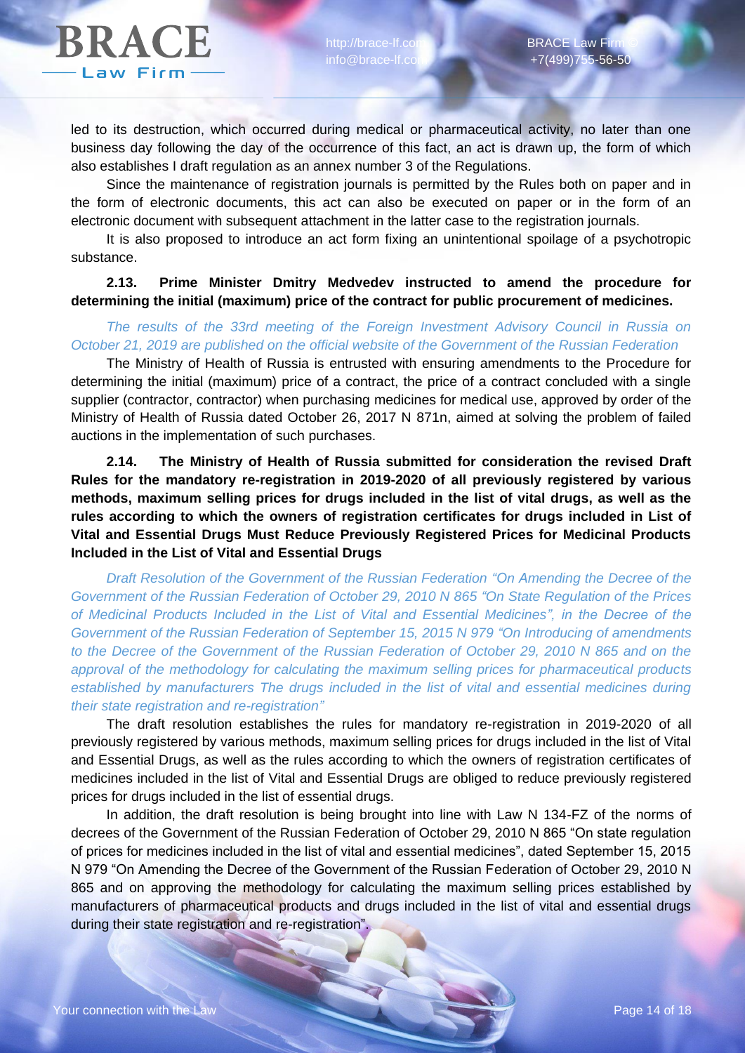led to its destruction, which occurred during medical or pharmaceutical activity, no later than one business day following the day of the occurrence of this fact, an act is drawn up, the form of which also establishes I draft regulation as an annex number 3 of the Regulations.

Since the maintenance of registration journals is permitted by the Rules both on paper and in the form of electronic documents, this act can also be executed on paper or in the form of an electronic document with subsequent attachment in the latter case to the registration journals.

It is also proposed to introduce an act form fixing an unintentional spoilage of a psychotropic substance.

**2.13. Prime Minister Dmitry Medvedev instructed to amend the procedure for determining the initial (maximum) price of the contract for public procurement of medicines.**

*The results of the 33rd meeting of the Foreign Investment Advisory Council in Russia on October 21, 2019 are published on the official website of the Government of the Russian Federation*

The Ministry of Health of Russia is entrusted with ensuring amendments to the Procedure for determining the initial (maximum) price of a contract, the price of a contract concluded with a single supplier (contractor, contractor) when purchasing medicines for medical use, approved by order of the Ministry of Health of Russia dated October 26, 2017 N 871n, aimed at solving the problem of failed auctions in the implementation of such purchases.

**2.14. The Ministry of Health of Russia submitted for consideration the revised Draft Rules for the mandatory re-registration in 2019-2020 of all previously registered by various methods, maximum selling prices for drugs included in the list of vital drugs, as well as the rules according to which the owners of registration certificates for drugs included in List of Vital and Essential Drugs Must Reduce Previously Registered Prices for Medicinal Products Included in the List of Vital and Essential Drugs**

*Draft Resolution of the Government of the Russian Federation "On Amending the Decree of the Government of the Russian Federation of October 29, 2010 N 865 "On State Regulation of the Prices of Medicinal Products Included in the List of Vital and Essential Medicines", in the Decree of the Government of the Russian Federation of September 15, 2015 N 979 "On Introducing of amendments to the Decree of the Government of the Russian Federation of October 29, 2010 N 865 and on the approval of the methodology for calculating the maximum selling prices for pharmaceutical products established by manufacturers The drugs included in the list of vital and essential medicines during their state registration and re-registration"*

The draft resolution establishes the rules for mandatory re-registration in 2019-2020 of all previously registered by various methods, maximum selling prices for drugs included in the list of Vital and Essential Drugs, as well as the rules according to which the owners of registration certificates of medicines included in the list of Vital and Essential Drugs are obliged to reduce previously registered prices for drugs included in the list of essential drugs.

In addition, the draft resolution is being brought into line with Law N 134-FZ of the norms of decrees of the Government of the Russian Federation of October 29, 2010 N 865 "On state regulation of prices for medicines included in the list of vital and essential medicines", dated September 15, 2015 N 979 "On Amending the Decree of the Government of the Russian Federation of October 29, 2010 N 865 and on approving the methodology for calculating the maximum selling prices established by manufacturers of pharmaceutical products and drugs included in the list of vital and essential drugs during their state registration and re-registration".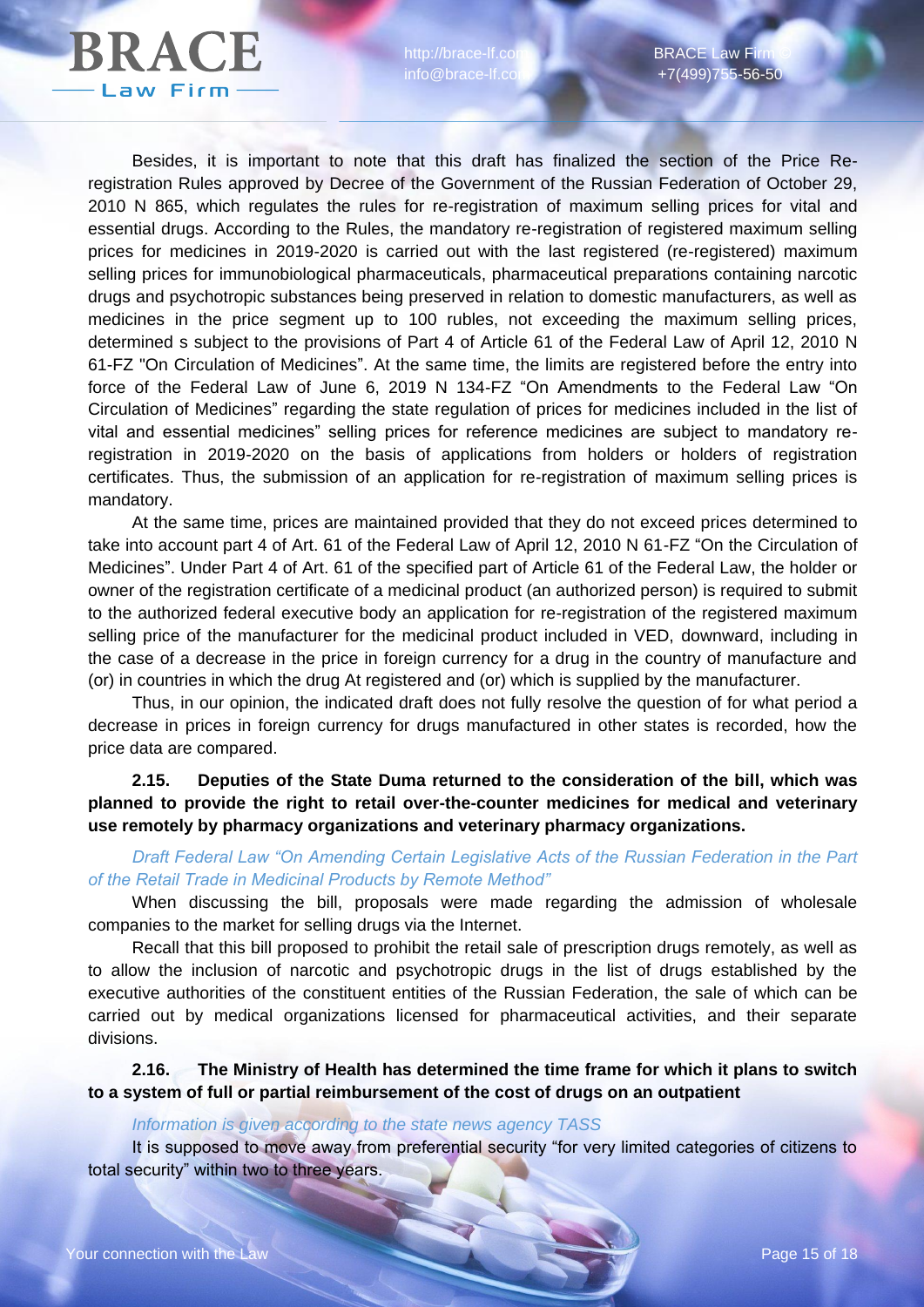Besides, it is important to note that this draft has finalized the section of the Price Re-registration Rules approved by Decree of the Government of the Russian Federation of October 29, 2010 N 865, which regulates the rules for re-registration of maximum selling prices for vital and essential drugs. According to the Rules, the mandatory re-registration of registered maximum selling prices for medicines in 2019-2020 is carried out with the last registered (re-registered) maximum selling prices for immunobiological pharmaceuticals, pharmaceutical preparations containing narcotic drugs and psychotropic substances being preserved in relation to domestic manufacturers, as well as medicines in the price segment up to 100 rubles, not exceeding the maximum selling prices, determined s subject to the provisions of Part 4 of Article 61 of the Federal Law of April 12, 2010 N 61-FZ "On Circulation of Medicines". At the same time, the limits are registered before the entry into force of the Federal Law of June 6, 2019 N 134-FZ "On Amendments to the Federal Law "On Circulation of Medicines" regarding the state regulation of prices for medicines included in the list of vital and essential medicines" selling prices for reference medicines are subject to mandatory re-registration in 2019-2020 on the basis of applications from holders or holders of registration certificates. Thus, the submission of an application for re-registration of maximum selling prices is mandatory.

At the same time, prices are maintained provided that they do not exceed prices determined to take into account part 4 of Art. 61 of the Federal Law of April 12, 2010 N 61-FZ "On the Circulation of Medicines". Under Part 4 of Art. 61 of the specified part of Article 61 of the Federal Law, the holder or owner of the registration certificate of a medicinal product (an authorized person) is required to submit to the authorized federal executive body an application for re-registration of the registered maximum selling price of the manufacturer for the medicinal product included in VED, downward, including in the case of a decrease in the price in foreign currency for a drug in the country of manufacture and (or) in countries in which the drug At registered and (or) which is supplied by the manufacturer.

Thus, in our opinion, the indicated draft does not fully resolve the question of for what period a decrease in prices in foreign currency for drugs manufactured in other states is recorded, how the price data are compared.

**2.15. Deputies of the State Duma returned to the consideration of the bill, which was planned to provide the right to retail over-the-counter medicines for medical and veterinary use remotely by pharmacy organizations and veterinary pharmacy organizations.**

*Draft Federal Law "On Amending Certain Legislative Acts of the Russian Federation in the Part of the Retail Trade in Medicinal Products by Remote Method"*

When discussing the bill, proposals were made regarding the admission of wholesale companies to the market for selling drugs via the Internet.

Recall that this bill proposed to prohibit the retail sale of prescription drugs remotely, as well as to allow the inclusion of narcotic and psychotropic drugs in the list of drugs established by the executive authorities of the constituent entities of the Russian Federation, the sale of which can be carried out by medical organizations licensed for pharmaceutical activities, and their separate divisions.

**2.16. The Ministry of Health has determined the time frame for which it plans to switch to a system of full or partial reimbursement of the cost of drugs on an outpatient**

*Information is given according to the state news agency TASS*

It is supposed to move away from preferential security "for very limited categories of citizens to total security" within two to three years.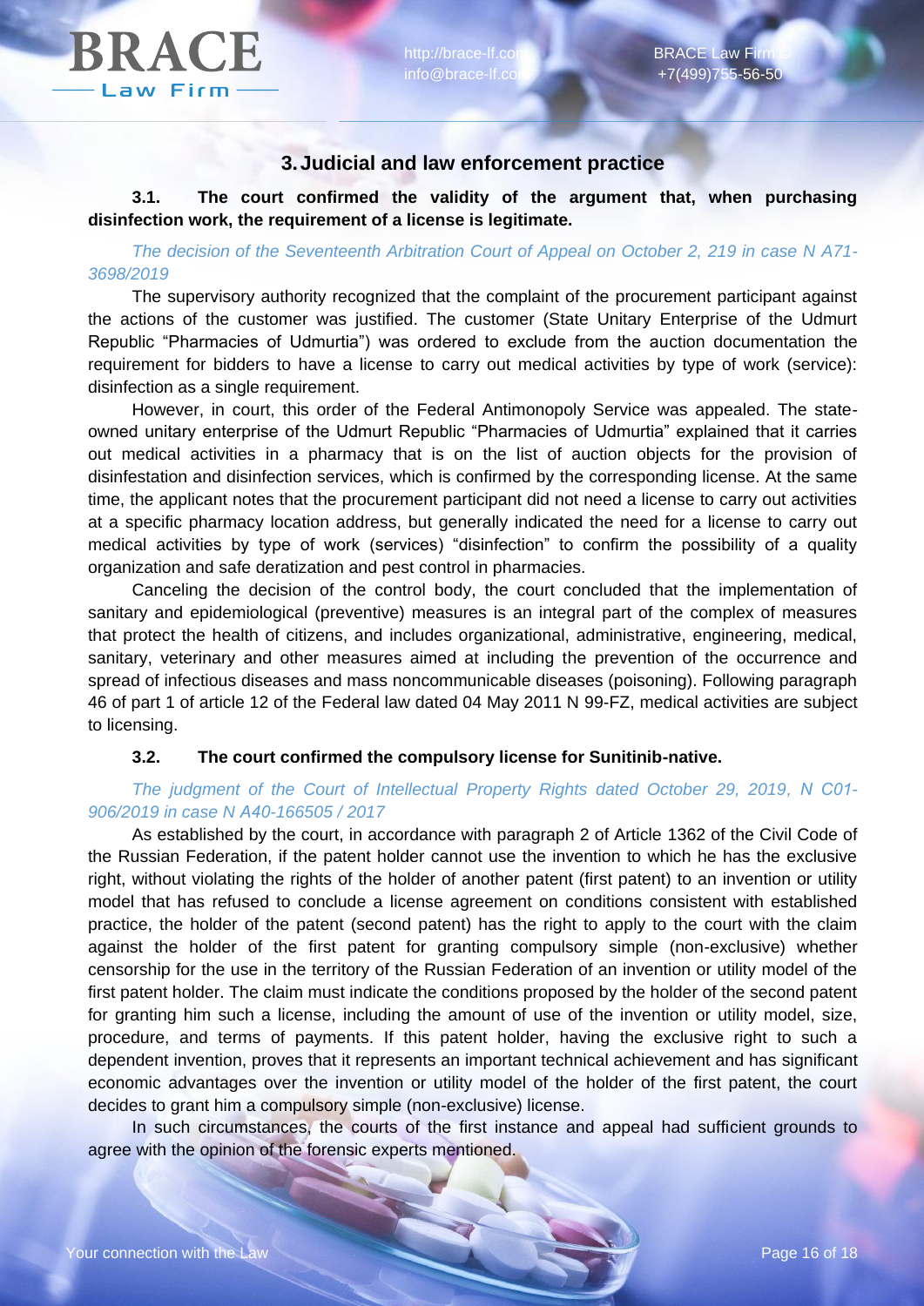## 3. Judicial and law enforcement practice

**3.1. The court confirmed the validity of the argument that, when purchasing disinfection work, the requirement of a license is legitimate.**

*The decision of the Seventeenth Arbitration Court of Appeal on October 2, 219 in case N A71-3698/2019*

The supervisory authority recognized that the complaint of the procurement participant against the actions of the customer was justified. The customer (State Unitary Enterprise of the Udmurt Republic "Pharmacies of Udmurtia") was ordered to exclude from the auction documentation the requirement for bidders to have a license to carry out medical activities by type of work (service): disinfection as a single requirement.

However, in court, this order of the Federal Antimonopoly Service was appealed. The state-owned unitary enterprise of the Udmurt Republic "Pharmacies of Udmurtia" explained that it carries out medical activities in a pharmacy that is on the list of auction objects for the provision of disinfestation and disinfection services, which is confirmed by the corresponding license. At the same time, the applicant notes that the procurement participant did not need a license to carry out activities at a specific pharmacy location address, but generally indicated the need for a license to carry out medical activities by type of work (services) "disinfection" to confirm the possibility of a quality organization and safe deratization and pest control in pharmacies.

Canceling the decision of the control body, the court concluded that the implementation of sanitary and epidemiological (preventive) measures is an integral part of the complex of measures that protect the health of citizens, and includes organizational, administrative, engineering, medical, sanitary, veterinary and other measures aimed at including the prevention of the occurrence and spread of infectious diseases and mass noncommunicable diseases (poisoning). Following paragraph 46 of part 1 of article 12 of the Federal law dated 04 May 2011 N 99-FZ, medical activities are subject to licensing.

**3.2. The court confirmed the compulsory license for Sunitinib-native.**

*The judgment of the Court of Intellectual Property Rights dated October 29, 2019, N C01-906/2019 in case N A40-166505 / 2017*

As established by the court, in accordance with paragraph 2 of Article 1362 of the Civil Code of the Russian Federation, if the patent holder cannot use the invention to which he has the exclusive right, without violating the rights of the holder of another patent (first patent) to an invention or utility model that has refused to conclude a license agreement on conditions consistent with established practice, the holder of the patent (second patent) has the right to apply to the court with the claim against the holder of the first patent for granting compulsory simple (non-exclusive) whether censorship for the use in the territory of the Russian Federation of an invention or utility model of the first patent holder. The claim must indicate the conditions proposed by the holder of the second patent for granting him such a license, including the amount of use of the invention or utility model, size, procedure, and terms of payments. If this patent holder, having the exclusive right to such a dependent invention, proves that it represents an important technical achievement and has significant economic advantages over the invention or utility model of the holder of the first patent, the court decides to grant him a compulsory simple (non-exclusive) license.

In such circumstances, the courts of the first instance and appeal had sufficient grounds to agree with the opinion of the forensic experts mentioned.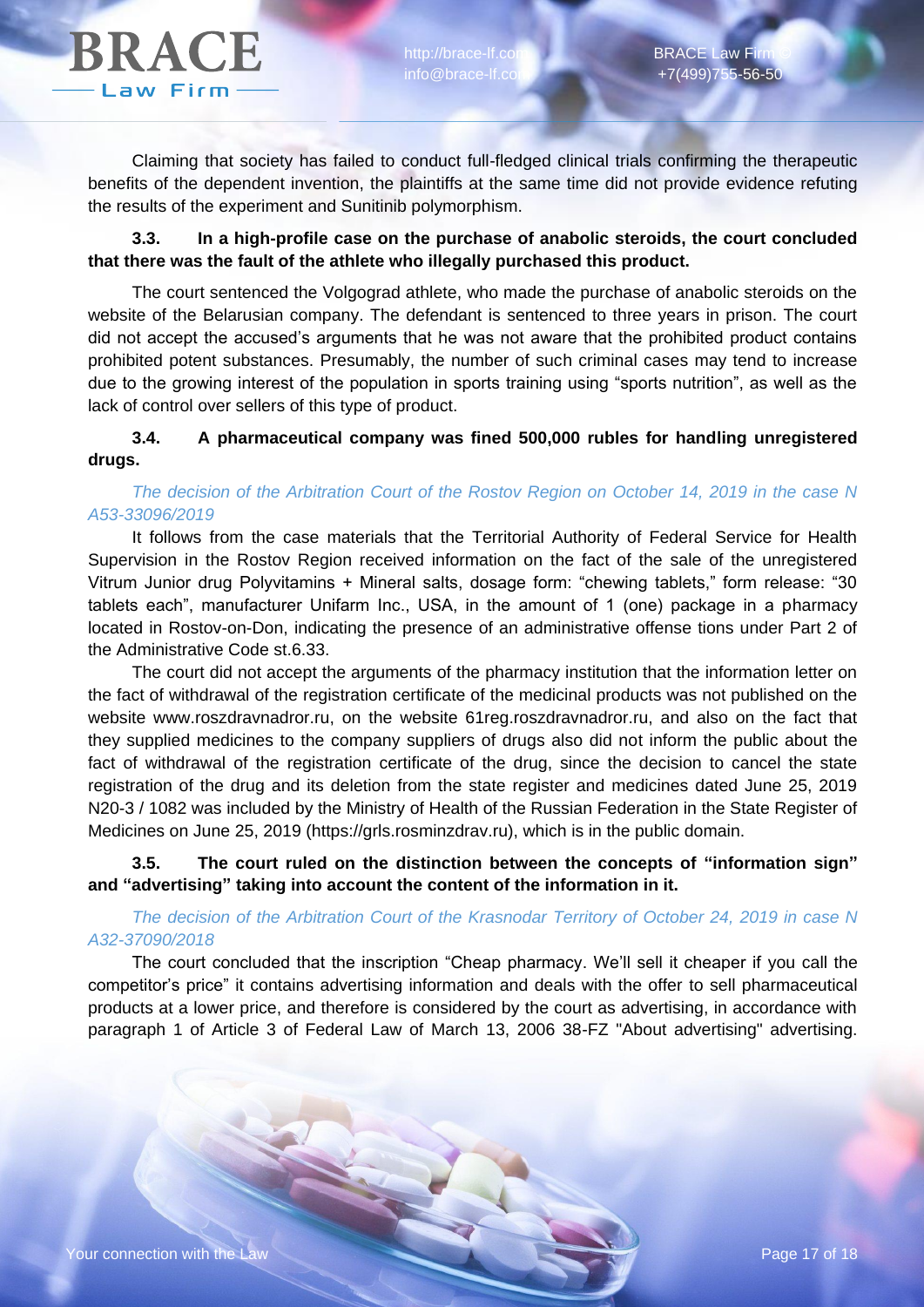Claiming that society has failed to conduct full-fledged clinical trials confirming the therapeutic benefits of the dependent invention, the plaintiffs at the same time did not provide evidence refuting the results of the experiment and Sunitinib polymorphism.

**3.3. In a high-profile case on the purchase of anabolic steroids, the court concluded that there was the fault of the athlete who illegally purchased this product.**

The court sentenced the Volgograd athlete, who made the purchase of anabolic steroids on the website of the Belarusian company. The defendant is sentenced to three years in prison. The court did not accept the accused's arguments that he was not aware that the prohibited product contains prohibited potent substances. Presumably, the number of such criminal cases may tend to increase due to the growing interest of the population in sports training using "sports nutrition", as well as the lack of control over sellers of this type of product.

**3.4. A pharmaceutical company was fined 500,000 rubles for handling unregistered drugs.**

*The decision of the Arbitration Court of the Rostov Region on October 14, 2019 in the case N A53-33096/2019*

It follows from the case materials that the Territorial Authority of Federal Service for Health Supervision in the Rostov Region received information on the fact of the sale of the unregistered Vitrum Junior drug Polyvitamins + Mineral salts, dosage form: "chewing tablets," form release: "30 tablets each", manufacturer Unifarm Inc., USA, in the amount of 1 (one) package in a pharmacy located in Rostov-on-Don, indicating the presence of an administrative offense tions under Part 2 of the Administrative Code st.6.33.

The court did not accept the arguments of the pharmacy institution that the information letter on the fact of withdrawal of the registration certificate of the medicinal products was not published on the website www.roszdravnadror.ru, on the website 61reg.roszdravnadror.ru, and also on the fact that they supplied medicines to the company suppliers of drugs also did not inform the public about the fact of withdrawal of the registration certificate of the drug, since the decision to cancel the state registration of the drug and its deletion from the state register and medicines dated June 25, 2019 N20-3 / 1082 was included by the Ministry of Health of the Russian Federation in the State Register of Medicines on June 25, 2019 (https://grls.rosminzdrav.ru), which is in the public domain.

**3.5. The court ruled on the distinction between the concepts of "information sign" and "advertising" taking into account the content of the information in it.**

*The decision of the Arbitration Court of the Krasnodar Territory of October 24, 2019 in case N A32-37090/2018*

The court concluded that the inscription "Cheap pharmacy. We'll sell it cheaper if you call the competitor's price" it contains advertising information and deals with the offer to sell pharmaceutical products at a lower price, and therefore is considered by the court as advertising, in accordance with paragraph 1 of Article 3 of Federal Law of March 13, 2006 38-FZ "About advertising" advertising.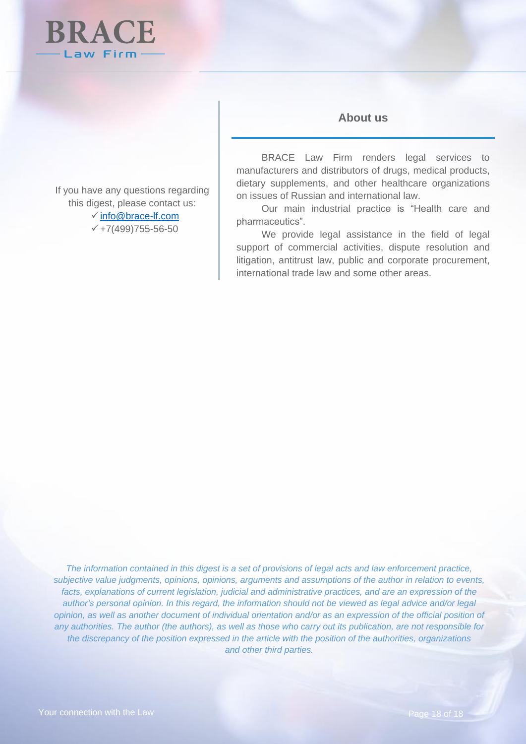BRACE

Law Firm

If you have any questions regarding this digest, please contact us:

- ✓ info@brace-lf.com
- ✓ +7(499)755-56-50

## About us

BRACE Law Firm renders legal services to manufacturers and distributors of drugs, medical products, dietary supplements, and other healthcare organizations on issues of Russian and international law.

Our main industrial practice is "Health care and pharmaceutics".

We provide legal assistance in the field of legal support of commercial activities, dispute resolution and litigation, antitrust law, public and corporate procurement, international trade law and some other areas.

*The information contained in this digest is a set of provisions of legal acts and law enforcement practice, subjective value judgments, opinions, opinions, arguments and assumptions of the author in relation to events, facts, explanations of current legislation, judicial and administrative practices, and are an expression of the author's personal opinion. In this regard, the information should not be viewed as legal advice and/or legal opinion, as well as another document of individual orientation and/or as an expression of the official position of any authorities. The author (the authors), as well as those who carry out its publication, are not responsible for the discrepancy of the position expressed in the article with the position of the authorities, organizations and other third parties.*